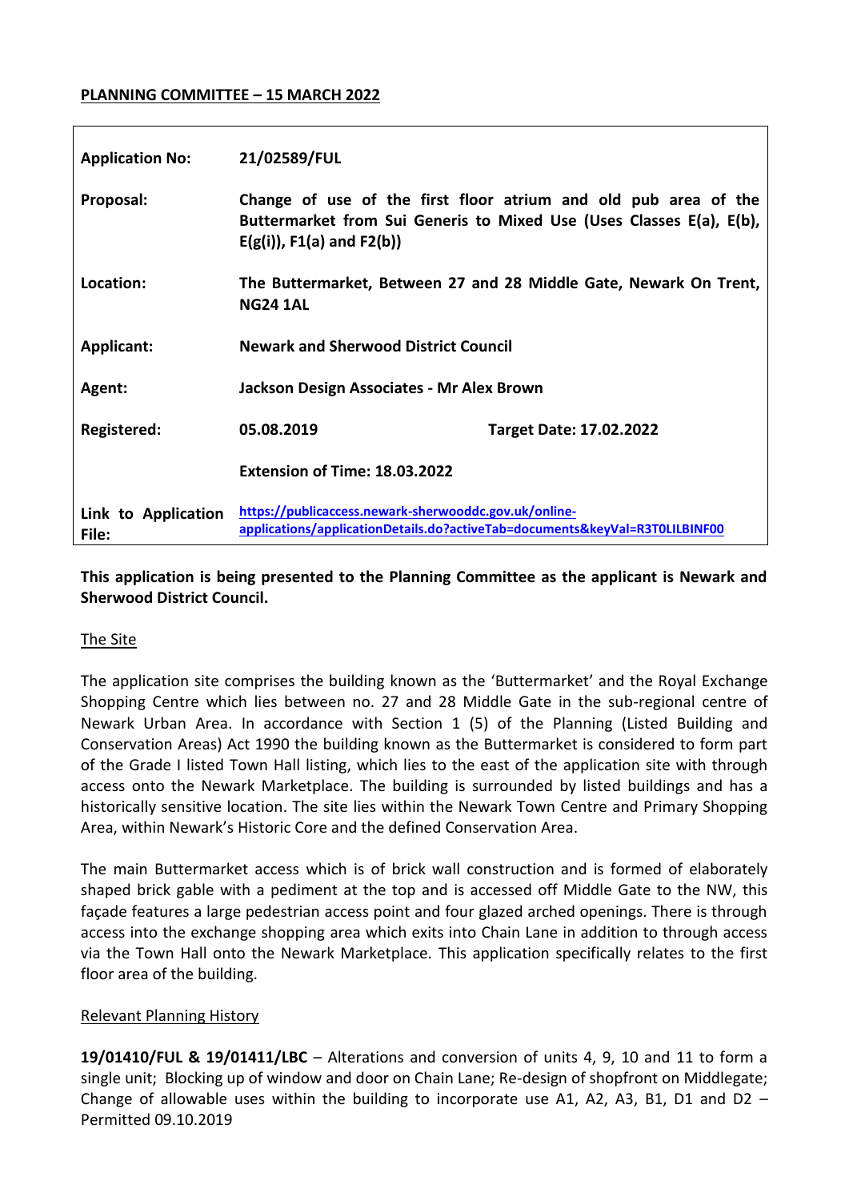**PLANNING COMMITTEE – 15 MARCH 2022**

| | | |
|---|---|---|
| **Application No:** | **21/02589/FUL** | |
| **Proposal:** | **Change of use of the first floor atrium and old pub area of the Buttermarket from Sui Generis to Mixed Use (Uses Classes E(a), E(b), E(g(i)), F1(a) and F2(b))** | |
| **Location:** | **The Buttermarket, Between 27 and 28 Middle Gate, Newark On Trent, NG24 1AL** | |
| **Applicant:** | **Newark and Sherwood District Council** | |
| **Agent:** | **Jackson Design Associates - Mr Alex Brown** | |
| **Registered:** | **05.08.2019** | **Target Date: 17.02.2022** |
| | **Extension of Time: 18.03.2022** | |
| **Link to Application File:** | **https://publicaccess.newark-sherwooddc.gov.uk/online-applications/applicationDetails.do?activeTab=documents&keyVal=R3T0LILBINF00** | |

**This application is being presented to the Planning Committee as the applicant is Newark and Sherwood District Council.**

## The Site

The application site comprises the building known as the 'Buttermarket' and the Royal Exchange Shopping Centre which lies between no. 27 and 28 Middle Gate in the sub-regional centre of Newark Urban Area. In accordance with Section 1 (5) of the Planning (Listed Building and Conservation Areas) Act 1990 the building known as the Buttermarket is considered to form part of the Grade I listed Town Hall listing, which lies to the east of the application site with through access onto the Newark Marketplace. The building is surrounded by listed buildings and has a historically sensitive location. The site lies within the Newark Town Centre and Primary Shopping Area, within Newark's Historic Core and the defined Conservation Area.

The main Buttermarket access which is of brick wall construction and is formed of elaborately shaped brick gable with a pediment at the top and is accessed off Middle Gate to the NW, this façade features a large pedestrian access point and four glazed arched openings. There is through access into the exchange shopping area which exits into Chain Lane in addition to through access via the Town Hall onto the Newark Marketplace. This application specifically relates to the first floor area of the building.

## Relevant Planning History

**19/01410/FUL & 19/01411/LBC** – Alterations and conversion of units 4, 9, 10 and 11 to form a single unit; Blocking up of window and door on Chain Lane; Re-design of shopfront on Middlegate; Change of allowable uses within the building to incorporate use A1, A2, A3, B1, D1 and D2 – Permitted 09.10.2019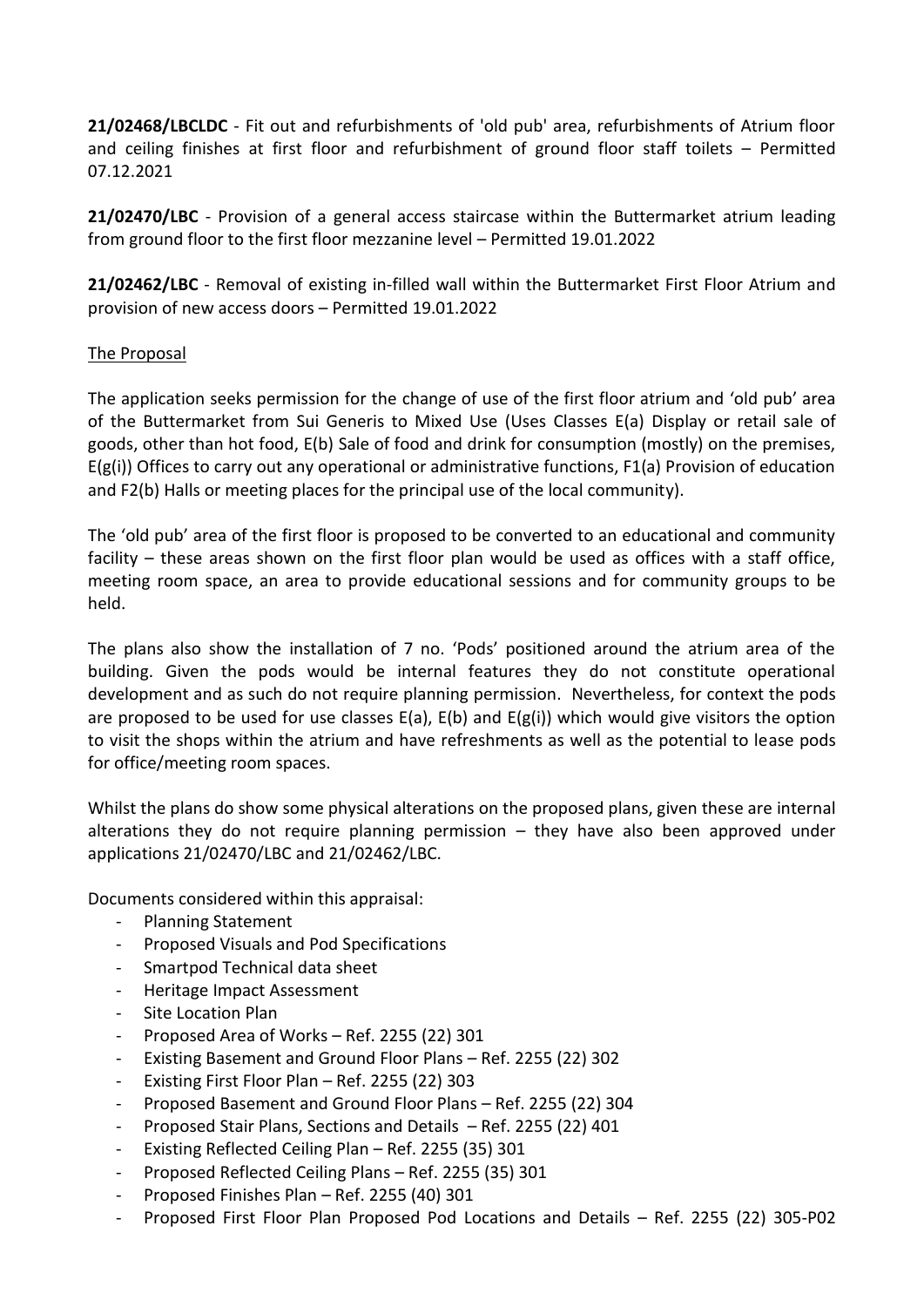**21/02468/LBCLDC** - Fit out and refurbishments of 'old pub' area, refurbishments of Atrium floor and ceiling finishes at first floor and refurbishment of ground floor staff toilets – Permitted 07.12.2021

**21/02470/LBC** - Provision of a general access staircase within the Buttermarket atrium leading from ground floor to the first floor mezzanine level – Permitted 19.01.2022

**21/02462/LBC** - Removal of existing in-filled wall within the Buttermarket First Floor Atrium and provision of new access doors – Permitted 19.01.2022

<u>The Proposal</u>

The application seeks permission for the change of use of the first floor atrium and 'old pub' area of the Buttermarket from Sui Generis to Mixed Use (Uses Classes E(a) Display or retail sale of goods, other than hot food, E(b) Sale of food and drink for consumption (mostly) on the premises, E(g(i)) Offices to carry out any operational or administrative functions, F1(a) Provision of education and F2(b) Halls or meeting places for the principal use of the local community).

The 'old pub' area of the first floor is proposed to be converted to an educational and community facility – these areas shown on the first floor plan would be used as offices with a staff office, meeting room space, an area to provide educational sessions and for community groups to be held.

The plans also show the installation of 7 no. 'Pods' positioned around the atrium area of the building. Given the pods would be internal features they do not constitute operational development and as such do not require planning permission. Nevertheless, for context the pods are proposed to be used for use classes E(a), E(b) and E(g(i)) which would give visitors the option to visit the shops within the atrium and have refreshments as well as the potential to lease pods for office/meeting room spaces.

Whilst the plans do show some physical alterations on the proposed plans, given these are internal alterations they do not require planning permission – they have also been approved under applications 21/02470/LBC and 21/02462/LBC.

Documents considered within this appraisal:

- Planning Statement
- Proposed Visuals and Pod Specifications
- Smartpod Technical data sheet
- Heritage Impact Assessment
- Site Location Plan
- Proposed Area of Works – Ref. 2255 (22) 301
- Existing Basement and Ground Floor Plans – Ref. 2255 (22) 302
- Existing First Floor Plan – Ref. 2255 (22) 303
- Proposed Basement and Ground Floor Plans – Ref. 2255 (22) 304
- Proposed Stair Plans, Sections and Details – Ref. 2255 (22) 401
- Existing Reflected Ceiling Plan – Ref. 2255 (35) 301
- Proposed Reflected Ceiling Plans – Ref. 2255 (35) 301
- Proposed Finishes Plan – Ref. 2255 (40) 301
- Proposed First Floor Plan Proposed Pod Locations and Details – Ref. 2255 (22) 305-P02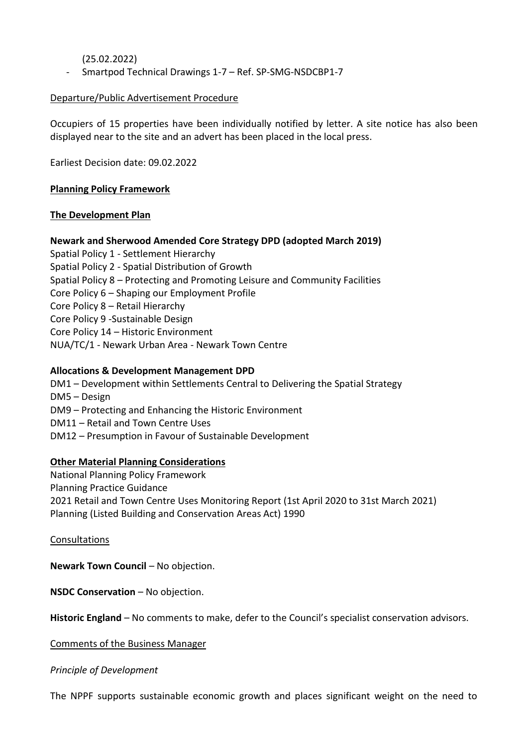(25.02.2022)

- Smartpod Technical Drawings 1-7 – Ref. SP-SMG-NSDCBP1-7

Departure/Public Advertisement Procedure

Occupiers of 15 properties have been individually notified by letter. A site notice has also been displayed near to the site and an advert has been placed in the local press.

Earliest Decision date: 09.02.2022

**Planning Policy Framework**

**The Development Plan**

**Newark and Sherwood Amended Core Strategy DPD (adopted March 2019)**

Spatial Policy 1 - Settlement Hierarchy
Spatial Policy 2 - Spatial Distribution of Growth
Spatial Policy 8 – Protecting and Promoting Leisure and Community Facilities
Core Policy 6 – Shaping our Employment Profile
Core Policy 8 – Retail Hierarchy
Core Policy 9 -Sustainable Design
Core Policy 14 – Historic Environment
NUA/TC/1 - Newark Urban Area - Newark Town Centre

**Allocations & Development Management DPD**

DM1 – Development within Settlements Central to Delivering the Spatial Strategy
DM5 – Design
DM9 – Protecting and Enhancing the Historic Environment
DM11 – Retail and Town Centre Uses
DM12 – Presumption in Favour of Sustainable Development

**Other Material Planning Considerations**

National Planning Policy Framework
Planning Practice Guidance
2021 Retail and Town Centre Uses Monitoring Report (1st April 2020 to 31st March 2021)
Planning (Listed Building and Conservation Areas Act) 1990

Consultations

**Newark Town Council** – No objection.

**NSDC Conservation** – No objection.

**Historic England** – No comments to make, defer to the Council's specialist conservation advisors.

Comments of the Business Manager

*Principle of Development*

The NPPF supports sustainable economic growth and places significant weight on the need to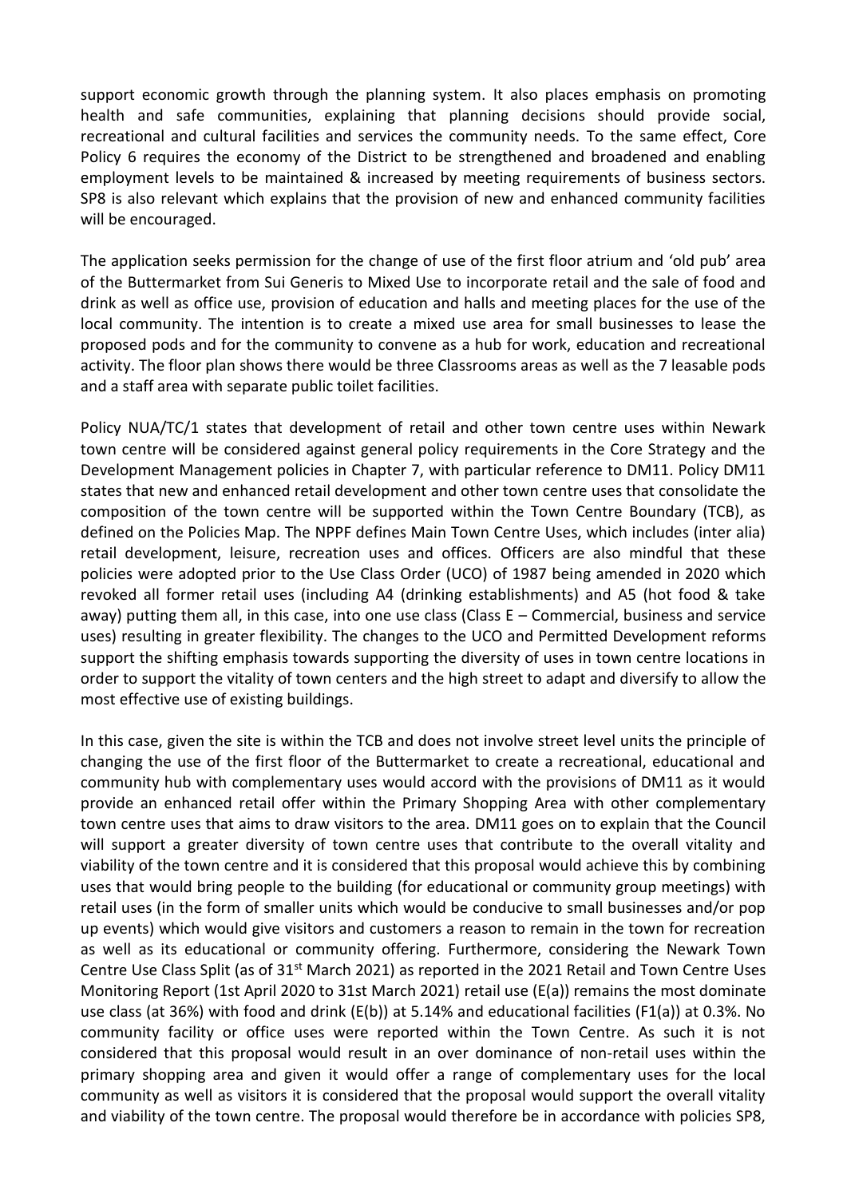support economic growth through the planning system. It also places emphasis on promoting health and safe communities, explaining that planning decisions should provide social, recreational and cultural facilities and services the community needs. To the same effect, Core Policy 6 requires the economy of the District to be strengthened and broadened and enabling employment levels to be maintained & increased by meeting requirements of business sectors. SP8 is also relevant which explains that the provision of new and enhanced community facilities will be encouraged.

The application seeks permission for the change of use of the first floor atrium and 'old pub' area of the Buttermarket from Sui Generis to Mixed Use to incorporate retail and the sale of food and drink as well as office use, provision of education and halls and meeting places for the use of the local community. The intention is to create a mixed use area for small businesses to lease the proposed pods and for the community to convene as a hub for work, education and recreational activity. The floor plan shows there would be three Classrooms areas as well as the 7 leasable pods and a staff area with separate public toilet facilities.

Policy NUA/TC/1 states that development of retail and other town centre uses within Newark town centre will be considered against general policy requirements in the Core Strategy and the Development Management policies in Chapter 7, with particular reference to DM11. Policy DM11 states that new and enhanced retail development and other town centre uses that consolidate the composition of the town centre will be supported within the Town Centre Boundary (TCB), as defined on the Policies Map. The NPPF defines Main Town Centre Uses, which includes (inter alia) retail development, leisure, recreation uses and offices. Officers are also mindful that these policies were adopted prior to the Use Class Order (UCO) of 1987 being amended in 2020 which revoked all former retail uses (including A4 (drinking establishments) and A5 (hot food & take away) putting them all, in this case, into one use class (Class E – Commercial, business and service uses) resulting in greater flexibility. The changes to the UCO and Permitted Development reforms support the shifting emphasis towards supporting the diversity of uses in town centre locations in order to support the vitality of town centers and the high street to adapt and diversify to allow the most effective use of existing buildings.

In this case, given the site is within the TCB and does not involve street level units the principle of changing the use of the first floor of the Buttermarket to create a recreational, educational and community hub with complementary uses would accord with the provisions of DM11 as it would provide an enhanced retail offer within the Primary Shopping Area with other complementary town centre uses that aims to draw visitors to the area. DM11 goes on to explain that the Council will support a greater diversity of town centre uses that contribute to the overall vitality and viability of the town centre and it is considered that this proposal would achieve this by combining uses that would bring people to the building (for educational or community group meetings) with retail uses (in the form of smaller units which would be conducive to small businesses and/or pop up events) which would give visitors and customers a reason to remain in the town for recreation as well as its educational or community offering. Furthermore, considering the Newark Town Centre Use Class Split (as of 31st March 2021) as reported in the 2021 Retail and Town Centre Uses Monitoring Report (1st April 2020 to 31st March 2021) retail use (E(a)) remains the most dominate use class (at 36%) with food and drink (E(b)) at 5.14% and educational facilities (F1(a)) at 0.3%. No community facility or office uses were reported within the Town Centre. As such it is not considered that this proposal would result in an over dominance of non-retail uses within the primary shopping area and given it would offer a range of complementary uses for the local community as well as visitors it is considered that the proposal would support the overall vitality and viability of the town centre. The proposal would therefore be in accordance with policies SP8,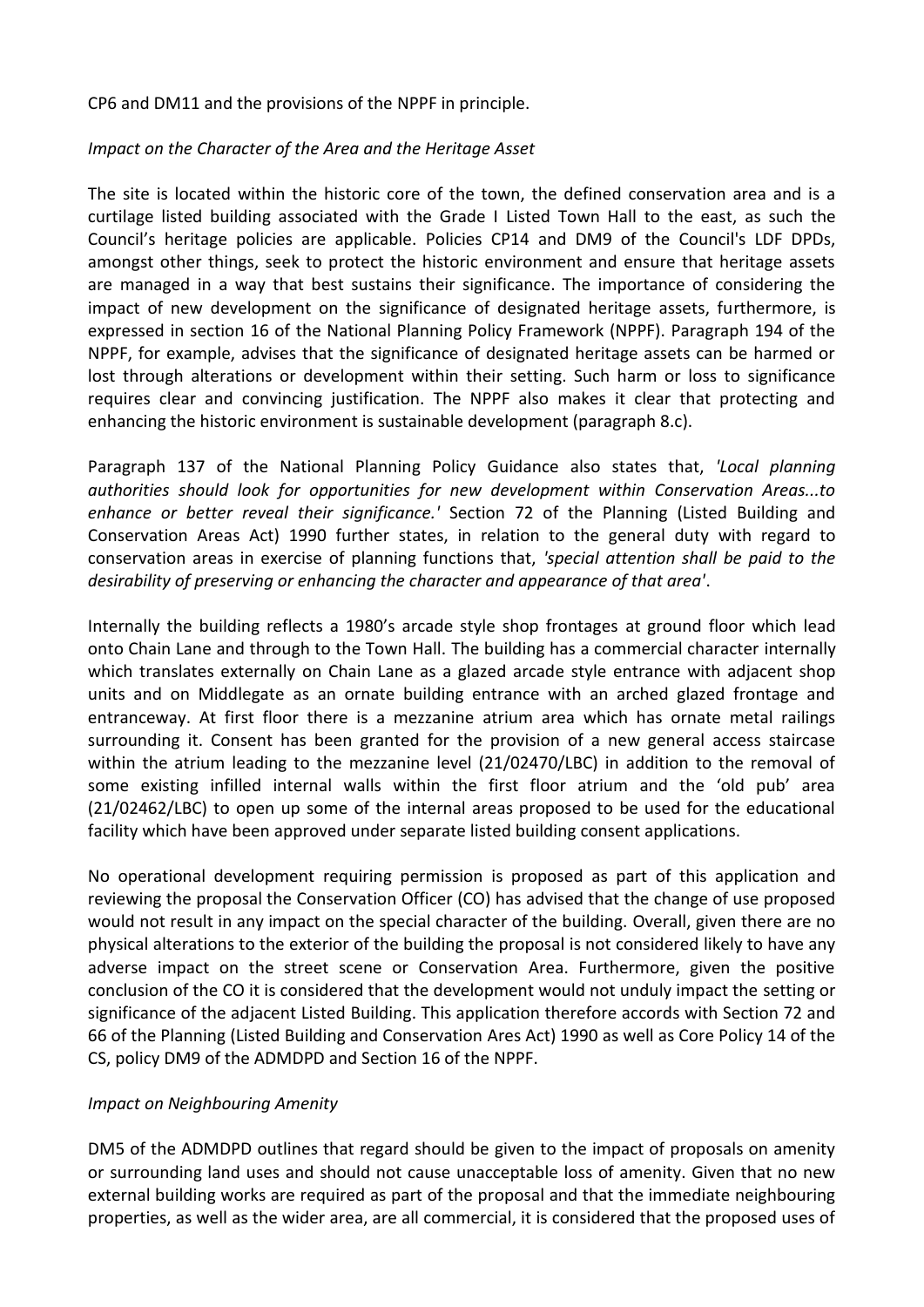CP6 and DM11 and the provisions of the NPPF in principle.

*Impact on the Character of the Area and the Heritage Asset*

The site is located within the historic core of the town, the defined conservation area and is a curtilage listed building associated with the Grade I Listed Town Hall to the east, as such the Council's heritage policies are applicable. Policies CP14 and DM9 of the Council's LDF DPDs, amongst other things, seek to protect the historic environment and ensure that heritage assets are managed in a way that best sustains their significance. The importance of considering the impact of new development on the significance of designated heritage assets, furthermore, is expressed in section 16 of the National Planning Policy Framework (NPPF). Paragraph 194 of the NPPF, for example, advises that the significance of designated heritage assets can be harmed or lost through alterations or development within their setting. Such harm or loss to significance requires clear and convincing justification. The NPPF also makes it clear that protecting and enhancing the historic environment is sustainable development (paragraph 8.c).

Paragraph 137 of the National Planning Policy Guidance also states that, *'Local planning authorities should look for opportunities for new development within Conservation Areas...to enhance or better reveal their significance.'* Section 72 of the Planning (Listed Building and Conservation Areas Act) 1990 further states, in relation to the general duty with regard to conservation areas in exercise of planning functions that, *'special attention shall be paid to the desirability of preserving or enhancing the character and appearance of that area'*.

Internally the building reflects a 1980's arcade style shop frontages at ground floor which lead onto Chain Lane and through to the Town Hall. The building has a commercial character internally which translates externally on Chain Lane as a glazed arcade style entrance with adjacent shop units and on Middlegate as an ornate building entrance with an arched glazed frontage and entranceway. At first floor there is a mezzanine atrium area which has ornate metal railings surrounding it. Consent has been granted for the provision of a new general access staircase within the atrium leading to the mezzanine level (21/02470/LBC) in addition to the removal of some existing infilled internal walls within the first floor atrium and the 'old pub' area (21/02462/LBC) to open up some of the internal areas proposed to be used for the educational facility which have been approved under separate listed building consent applications.

No operational development requiring permission is proposed as part of this application and reviewing the proposal the Conservation Officer (CO) has advised that the change of use proposed would not result in any impact on the special character of the building. Overall, given there are no physical alterations to the exterior of the building the proposal is not considered likely to have any adverse impact on the street scene or Conservation Area. Furthermore, given the positive conclusion of the CO it is considered that the development would not unduly impact the setting or significance of the adjacent Listed Building. This application therefore accords with Section 72 and 66 of the Planning (Listed Building and Conservation Ares Act) 1990 as well as Core Policy 14 of the CS, policy DM9 of the ADMDPD and Section 16 of the NPPF.

*Impact on Neighbouring Amenity*

DM5 of the ADMDPD outlines that regard should be given to the impact of proposals on amenity or surrounding land uses and should not cause unacceptable loss of amenity. Given that no new external building works are required as part of the proposal and that the immediate neighbouring properties, as well as the wider area, are all commercial, it is considered that the proposed uses of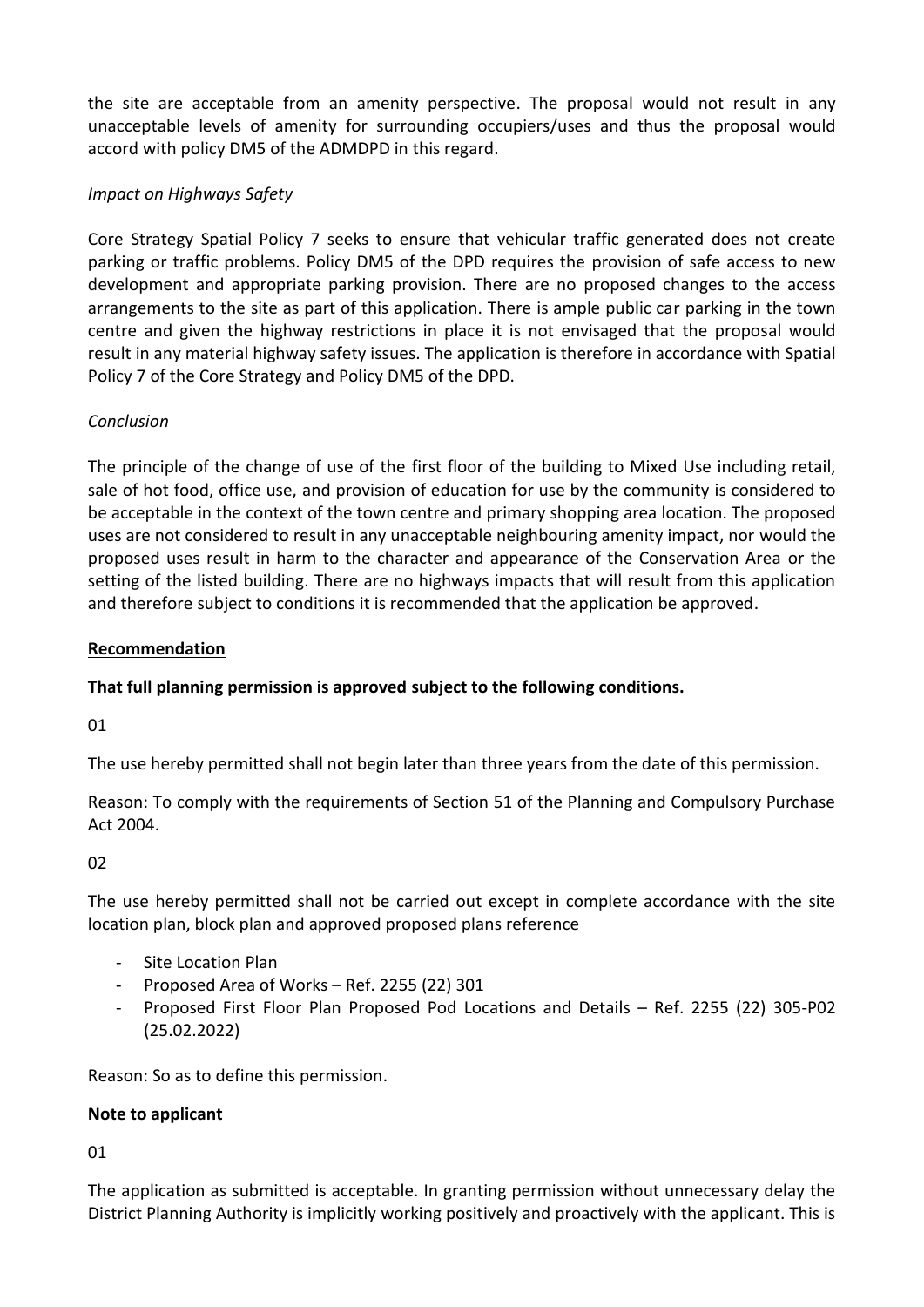the site are acceptable from an amenity perspective. The proposal would not result in any unacceptable levels of amenity for surrounding occupiers/uses and thus the proposal would accord with policy DM5 of the ADMDPD in this regard.

*Impact on Highways Safety*

Core Strategy Spatial Policy 7 seeks to ensure that vehicular traffic generated does not create parking or traffic problems. Policy DM5 of the DPD requires the provision of safe access to new development and appropriate parking provision. There are no proposed changes to the access arrangements to the site as part of this application. There is ample public car parking in the town centre and given the highway restrictions in place it is not envisaged that the proposal would result in any material highway safety issues. The application is therefore in accordance with Spatial Policy 7 of the Core Strategy and Policy DM5 of the DPD.

*Conclusion*

The principle of the change of use of the first floor of the building to Mixed Use including retail, sale of hot food, office use, and provision of education for use by the community is considered to be acceptable in the context of the town centre and primary shopping area location. The proposed uses are not considered to result in any unacceptable neighbouring amenity impact, nor would the proposed uses result in harm to the character and appearance of the Conservation Area or the setting of the listed building. There are no highways impacts that will result from this application and therefore subject to conditions it is recommended that the application be approved.

**Recommendation**

**That full planning permission is approved subject to the following conditions.**

01

The use hereby permitted shall not begin later than three years from the date of this permission.

Reason: To comply with the requirements of Section 51 of the Planning and Compulsory Purchase Act 2004.

02

The use hereby permitted shall not be carried out except in complete accordance with the site location plan, block plan and approved proposed plans reference

- Site Location Plan
- Proposed Area of Works – Ref. 2255 (22) 301
- Proposed First Floor Plan Proposed Pod Locations and Details – Ref. 2255 (22) 305-P02 (25.02.2022)

Reason: So as to define this permission.

**Note to applicant**

01

The application as submitted is acceptable. In granting permission without unnecessary delay the District Planning Authority is implicitly working positively and proactively with the applicant. This is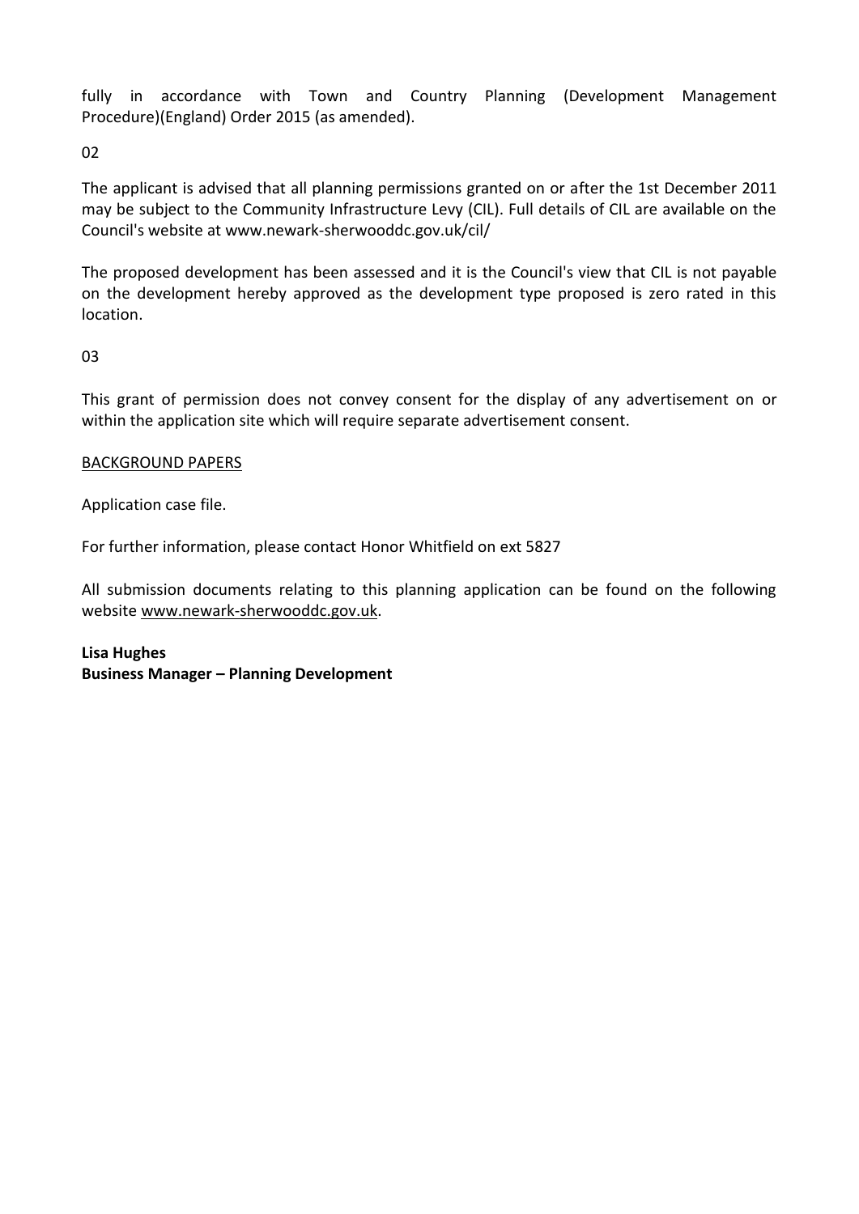fully in accordance with Town and Country Planning (Development Management Procedure)(England) Order 2015 (as amended).

02

The applicant is advised that all planning permissions granted on or after the 1st December 2011 may be subject to the Community Infrastructure Levy (CIL). Full details of CIL are available on the Council's website at www.newark-sherwooddc.gov.uk/cil/

The proposed development has been assessed and it is the Council's view that CIL is not payable on the development hereby approved as the development type proposed is zero rated in this location.

03

This grant of permission does not convey consent for the display of any advertisement on or within the application site which will require separate advertisement consent.

BACKGROUND PAPERS

Application case file.

For further information, please contact Honor Whitfield on ext 5827

All submission documents relating to this planning application can be found on the following website www.newark-sherwooddc.gov.uk.

**Lisa Hughes**
**Business Manager – Planning Development**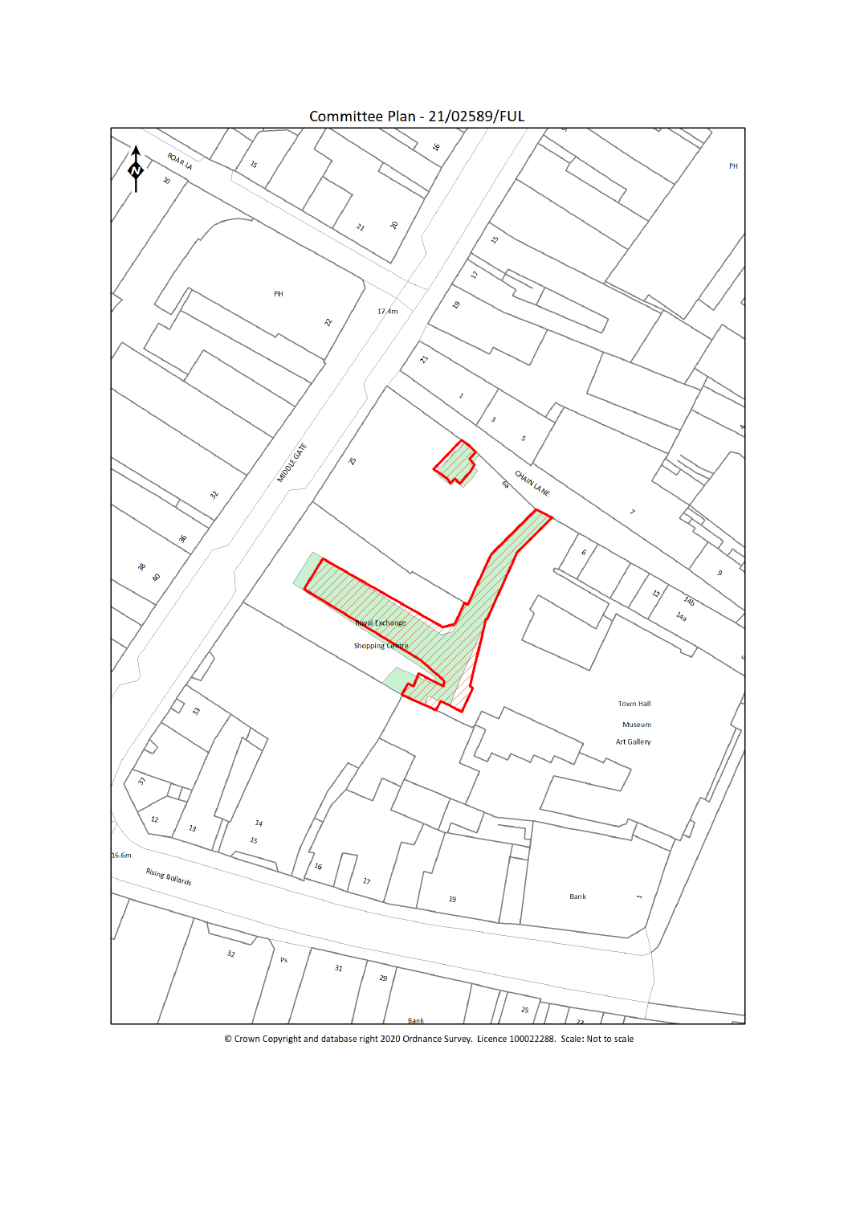# Committee Plan - 21/02589/FUL

N

BOAR LA

MIDDLE GATE

CHAIN LANE

Royal Exchange Shopping Centre

Town Hall

Museum

Art Gallery

Bank

PH

17.4m

16.6m

Rising Bollards

Ps

© Crown Copyright and database right 2020 Ordnance Survey. Licence 100022288. Scale: Not to scale